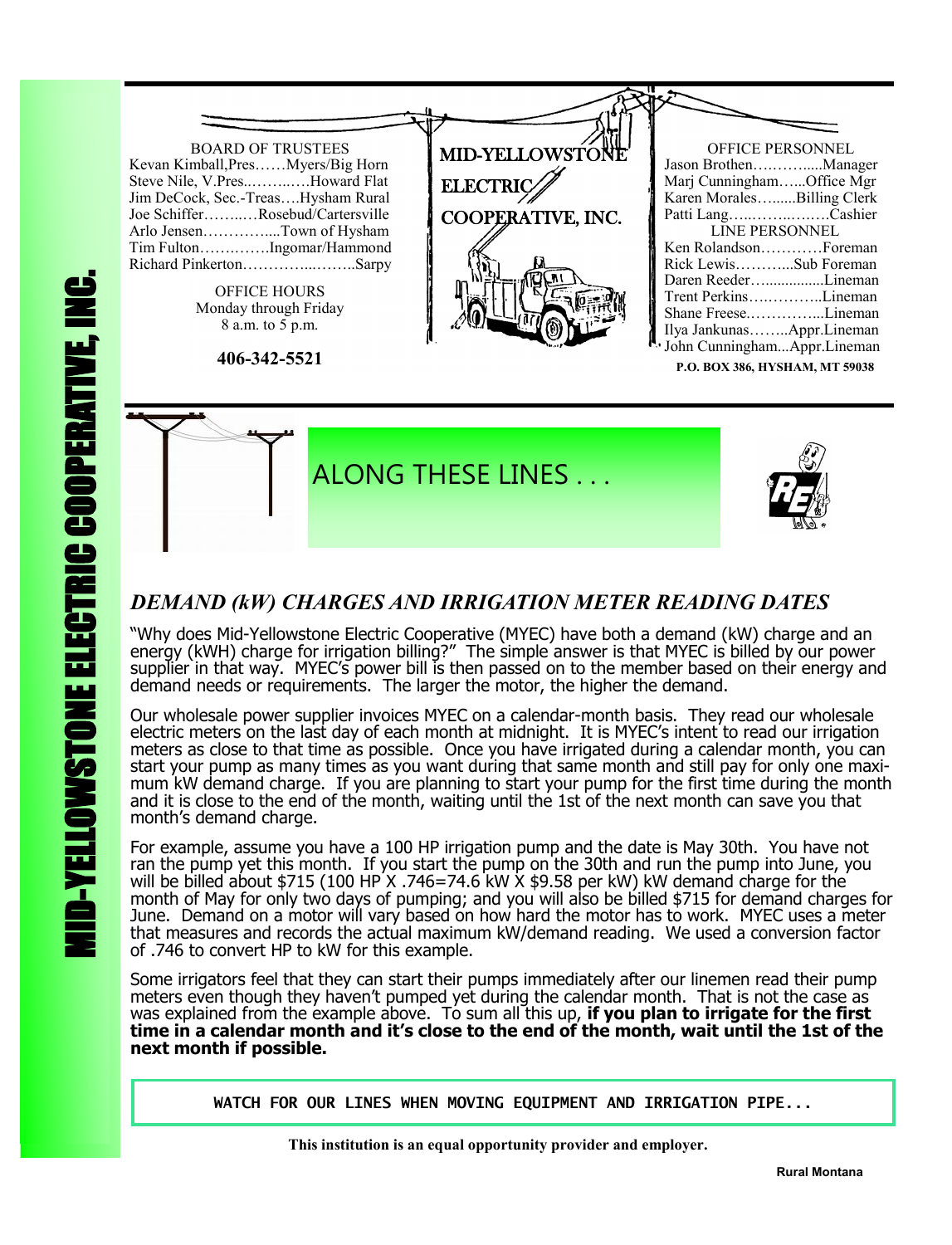# MID-YELLOWSTONE ELECTRIC COOPERATIVE, INC.

**BOARD OF TRUSTEES**

Kevan Kimball, Pres……Myers/Big Horn
Steve Nile, V.Pres..……..….Howard Flat
Jim DeCock, Sec.-Treas….Hysham Rural
Joe Schiffer……..…Rosebud/Cartersville
Arlo Jensen…………....Town of Hysham
Tim Fulton…….…….Ingomar/Hammond
Richard Pinkerton…………...……..Sarpy

**OFFICE HOURS**
Monday through Friday
8 a.m. to 5 p.m.

**406-342-5521**

MID-YELLOWSTONE ELECTRIC COOPERATIVE, INC.

**OFFICE PERSONNEL**

Jason Brothen……….....Manager
Marj Cunningham…...Office Mgr
Karen Morales….......Billing Clerk
Patti Lang…..……..……Cashier

**LINE PERSONNEL**

Ken Rolandson…………Foreman
Rick Lewis………..Sub Foreman
Daren Reeder…..............Lineman
Trent Perkins…..………..Lineman
Shane Freese..…………...Lineman
Ilya Jankunas……..Appr.Lineman
John Cunningham...Appr.Lineman

**P.O. BOX 386, HYSHAM, MT 59038**

## ALONG THESE LINES . . .

### *DEMAND (kW) CHARGES AND IRRIGATION METER READING DATES*

"Why does Mid-Yellowstone Electric Cooperative (MYEC) have both a demand (kW) charge and an energy (kWH) charge for irrigation billing?" The simple answer is that MYEC is billed by our power supplier in that way. MYEC's power bill is then passed on to the member based on their energy and demand needs or requirements. The larger the motor, the higher the demand.

Our wholesale power supplier invoices MYEC on a calendar-month basis. They read our wholesale electric meters on the last day of each month at midnight. It is MYEC's intent to read our irrigation meters as close to that time as possible. Once you have irrigated during a calendar month, you can start your pump as many times as you want during that same month and still pay for only one maximum kW demand charge. If you are planning to start your pump for the first time during the month and it is close to the end of the month, waiting until the 1st of the next month can save you that month's demand charge.

For example, assume you have a 100 HP irrigation pump and the date is May 30th. You have not ran the pump yet this month. If you start the pump on the 30th and run the pump into June, you will be billed about $715 (100 HP X .746=74.6 kW X $9.58 per kW) kW demand charge for the month of May for only two days of pumping; and you will also be billed $715 for demand charges for June. Demand on a motor will vary based on how hard the motor has to work. MYEC uses a meter that measures and records the actual maximum kW/demand reading. We used a conversion factor of .746 to convert HP to kW for this example.

Some irrigators feel that they can start their pumps immediately after our linemen read their pump meters even though they haven't pumped yet during the calendar month. That is not the case as was explained from the example above. To sum all this up, **if you plan to irrigate for the first time in a calendar month and it's close to the end of the month, wait until the 1st of the next month if possible.**

```
WATCH FOR OUR LINES WHEN MOVING EQUIPMENT AND IRRIGATION PIPE...
```

**This institution is an equal opportunity provider and employer.**

**Rural Montana**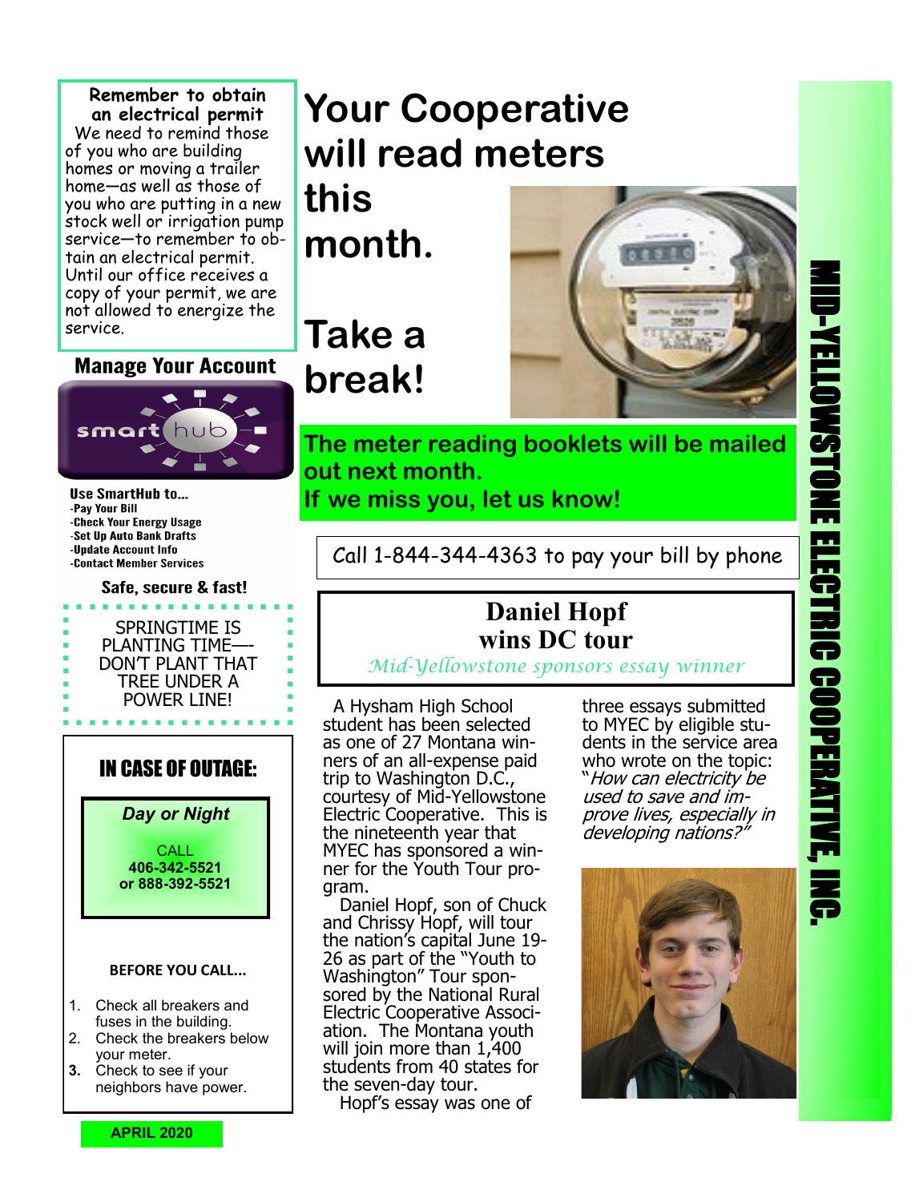# MID-YELLOWSTONE ELECTRIC COOPERATIVE, INC.

**Remember to obtain an electrical permit**

We need to remind those of you who are building homes or moving a trailer home—as well as those of you who are putting in a new stock well or irrigation pump service—to remember to obtain an electrical permit. Until our office receives a copy of your permit, we are not allowed to energize the service.

## Manage Your Account

smart hub

**Use SmartHub to...**

- -Pay Your Bill
- -Check Your Energy Usage
- -Set Up Auto Bank Drafts
- -Update Account Info
- -Contact Member Services

**Safe, secure & fast!**

SPRINGTIME IS PLANTING TIME—- DON'T PLANT THAT TREE UNDER A POWER LINE!

## IN CASE OF OUTAGE:

***Day or Night***

CALL
**406-342-5521**
**or 888-392-5521**

**BEFORE YOU CALL...**

1. Check all breakers and fuses in the building.
2. Check the breakers below your meter.
3. Check to see if your neighbors have power.

**APRIL 2020**

# Your Cooperative will read meters this month.

# Take a break!

**The meter reading booklets will be mailed out next month.**
**If we miss you, let us know!**

Call 1-844-344-4363 to pay your bill by phone

## Daniel Hopf wins DC tour

*Mid-Yellowstone sponsors essay winner*

A Hysham High School student has been selected as one of 27 Montana winners of an all-expense paid trip to Washington D.C., courtesy of Mid-Yellowstone Electric Cooperative. This is the nineteenth year that MYEC has sponsored a winner for the Youth Tour program.

Daniel Hopf, son of Chuck and Chrissy Hopf, will tour the nation's capital June 19-26 as part of the "Youth to Washington" Tour sponsored by the National Rural Electric Cooperative Association. The Montana youth will join more than 1,400 students from 40 states for the seven-day tour.

Hopf's essay was one of three essays submitted to MYEC by eligible students in the service area who wrote on the topic: "*How can electricity be used to save and improve lives, especially in developing nations?*"